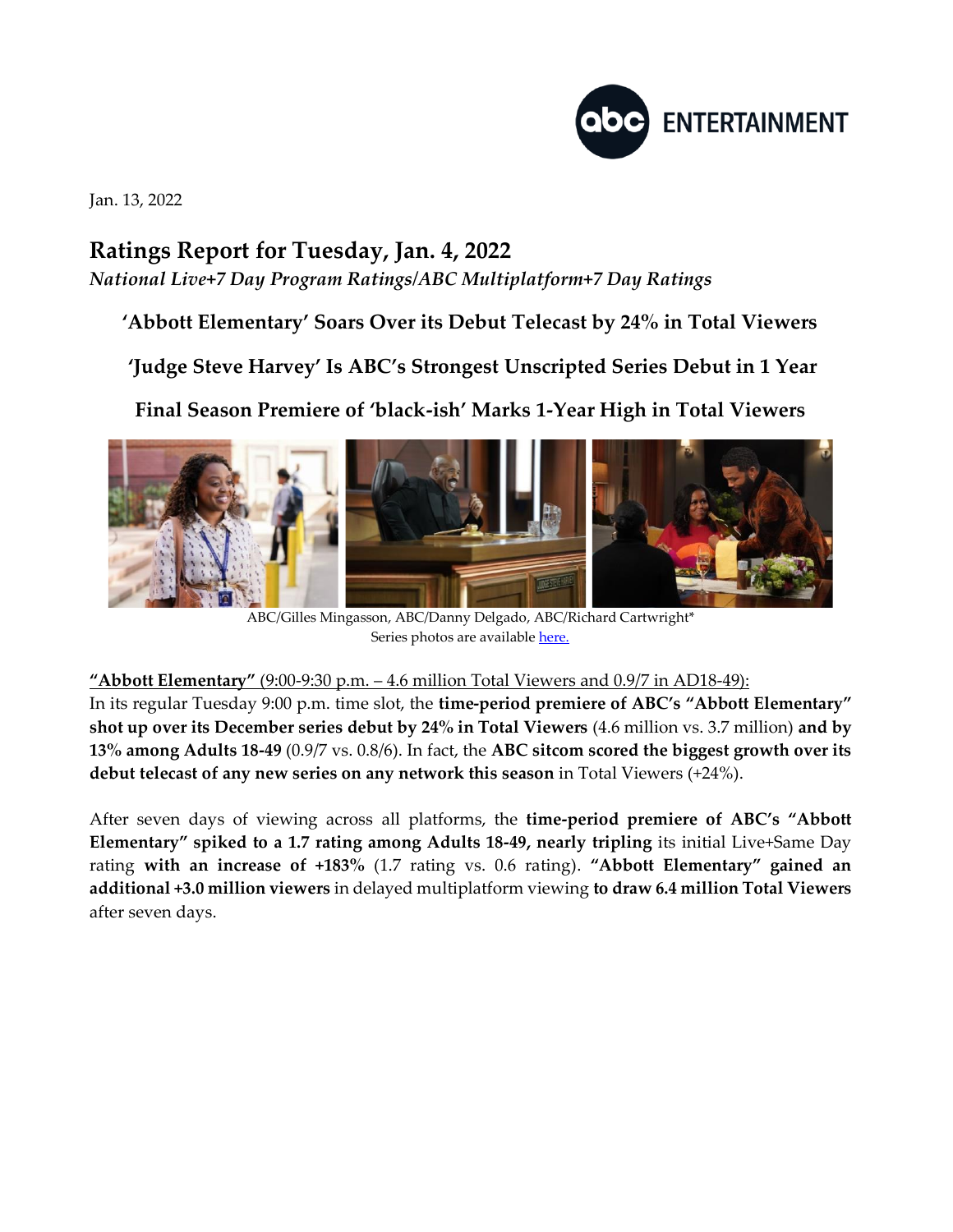Jan. 13, 2022

# Ratings Report for Tuesday, Jan. 4, 2022

*National Live+7 Day Program Ratings/ABC Multiplatform+7 Day Ratings*

## 'Abbott Elementary' Soars Over its Debut Telecast by 24% in Total Viewers

## 'Judge Steve Harvey' Is ABC's Strongest Unscripted Series Debut in 1 Year

## Final Season Premiere of 'black-ish' Marks 1-Year High in Total Viewers

ABC/Gilles Mingasson, ABC/Danny Delgado, ABC/Richard Cartwright*
Series photos are available here.

**"Abbott Elementary"** (9:00-9:30 p.m. – 4.6 million Total Viewers and 0.9/7 in AD18-49):
In its regular Tuesday 9:00 p.m. time slot, the **time-period premiere of ABC's "Abbott Elementary" shot up over its December series debut by 24% in Total Viewers** (4.6 million vs. 3.7 million) **and by 13% among Adults 18-49** (0.9/7 vs. 0.8/6). In fact, the **ABC sitcom scored the biggest growth over its debut telecast of any new series on any network this season** in Total Viewers (+24%).

After seven days of viewing across all platforms, the **time-period premiere of ABC's "Abbott Elementary" spiked to a 1.7 rating among Adults 18-49, nearly tripling** its initial Live+Same Day rating **with an increase of +183%** (1.7 rating vs. 0.6 rating). **"Abbott Elementary" gained an additional +3.0 million viewers** in delayed multiplatform viewing **to draw 6.4 million Total Viewers** after seven days.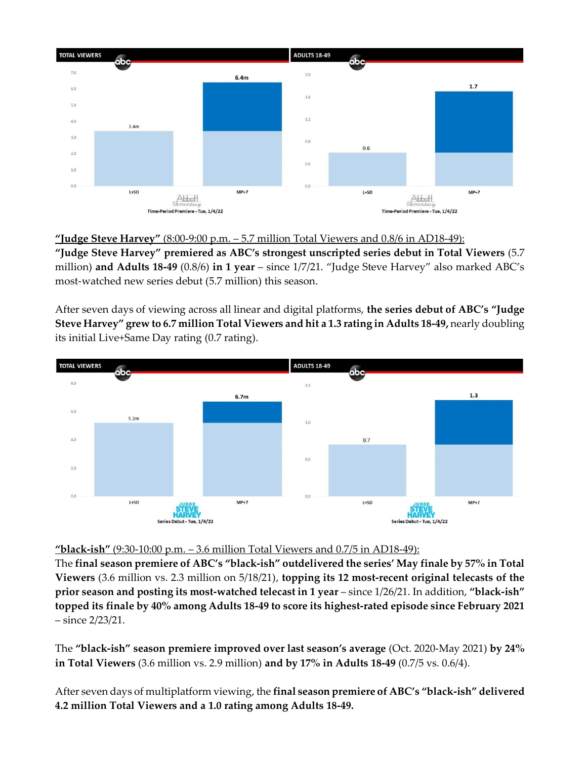**"Judge Steve Harvey"** (8:00-9:00 p.m. – 5.7 million Total Viewers and 0.8/6 in AD18-49):

**"Judge Steve Harvey" premiered as ABC's strongest unscripted series debut in Total Viewers** (5.7 million) **and Adults 18-49** (0.8/6) **in 1 year** – since 1/7/21. "Judge Steve Harvey" also marked ABC's most-watched new series debut (5.7 million) this season.

After seven days of viewing across all linear and digital platforms, **the series debut of ABC's "Judge Steve Harvey" grew to 6.7 million Total Viewers and hit a 1.3 rating in Adults 18-49,** nearly doubling its initial Live+Same Day rating (0.7 rating).

**"black-ish"** (9:30-10:00 p.m. – 3.6 million Total Viewers and 0.7/5 in AD18-49):

The **final season premiere of ABC's "black-ish" outdelivered the series' May finale by 57% in Total Viewers** (3.6 million vs. 2.3 million on 5/18/21), **topping its 12 most-recent original telecasts of the prior season and posting its most-watched telecast in 1 year** – since 1/26/21. In addition, **"black-ish" topped its finale by 40% among Adults 18-49 to score its highest-rated episode since February 2021** – since 2/23/21.

The **"black-ish" season premiere improved over last season's average** (Oct. 2020-May 2021) **by 24% in Total Viewers** (3.6 million vs. 2.9 million) **and by 17% in Adults 18-49** (0.7/5 vs. 0.6/4).

After seven days of multiplatform viewing, the **final season premiere of ABC's "black-ish" delivered 4.2 million Total Viewers and a 1.0 rating among Adults 18-49.**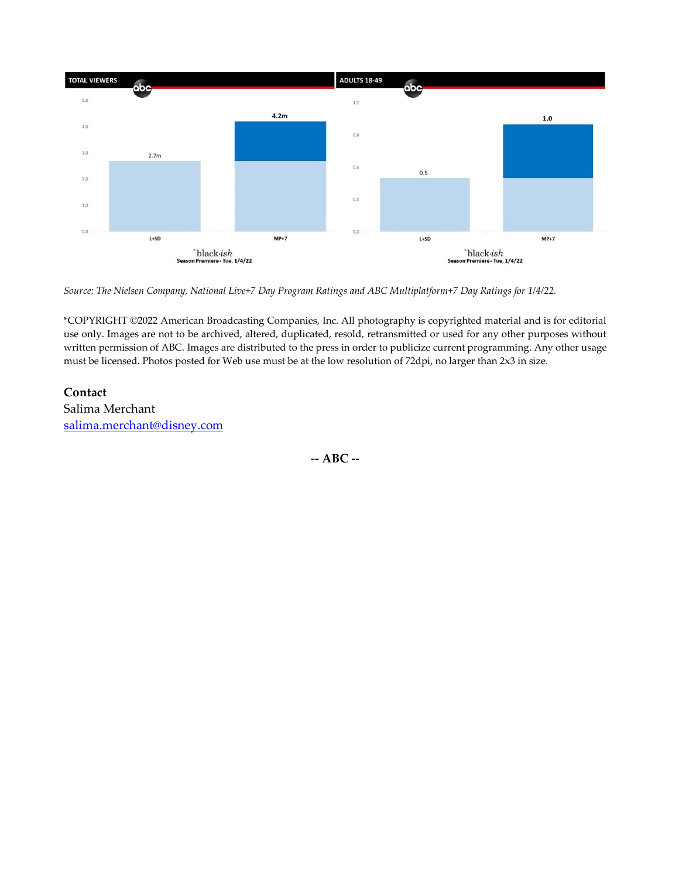TOTAL VIEWERS

5.0
4.0
3.0
2.0
1.0
0.0

2.7m
4.2m

L+SD
MP+7

`black·ish
Season Premiere - Tue, 1/4/22

ADULTS 18-49

1.2
0.9
0.6
0.3
0.0

0.5
1.0

L+SD
MP+7

`black·ish
Season Premiere - Tue, 1/4/22

*Source: The Nielsen Company, National Live+7 Day Program Ratings and ABC Multiplatform+7 Day Ratings for 1/4/22.*

*COPYRIGHT ©2022 American Broadcasting Companies, Inc. All photography is copyrighted material and is for editorial use only. Images are not to be archived, altered, duplicated, resold, retransmitted or used for any other purposes without written permission of ABC. Images are distributed to the press in order to publicize current programming. Any other usage must be licensed. Photos posted for Web use must be at the low resolution of 72dpi, no larger than 2x3 in size.

**Contact**
Salima Merchant
salima.merchant@disney.com

**-- ABC --**